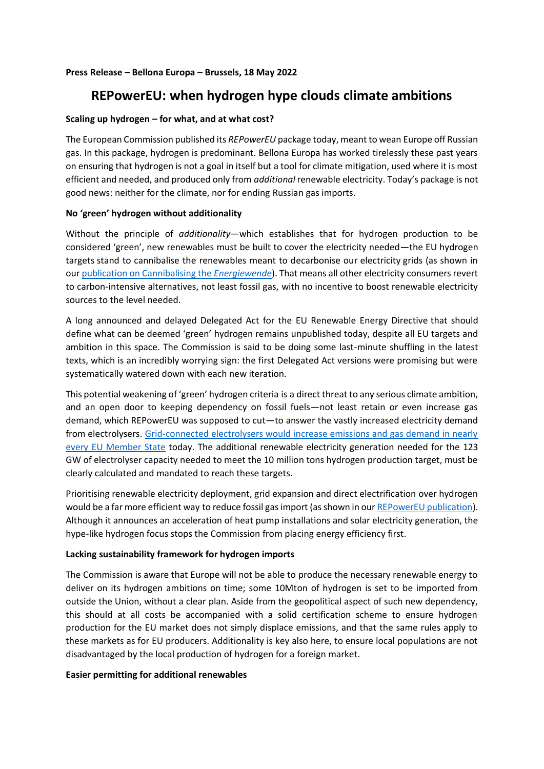**Press Release – Bellona Europa – Brussels, 18 May 2022**

# REPowerEU: when hydrogen hype clouds climate ambitions

**Scaling up hydrogen – for what, and at what cost?**

The European Commission published its *REPowerEU* package today, meant to wean Europe off Russian gas. In this package, hydrogen is predominant. Bellona Europa has worked tirelessly these past years on ensuring that hydrogen is not a goal in itself but a tool for climate mitigation, used where it is most efficient and needed, and produced only from *additional* renewable electricity. Today's package is not good news: neither for the climate, nor for ending Russian gas imports.

**No 'green' hydrogen without additionality**

Without the principle of *additionality*—which establishes that for hydrogen production to be considered 'green', new renewables must be built to cover the electricity needed—the EU hydrogen targets stand to cannibalise the renewables meant to decarbonise our electricity grids (as shown in our publication on Cannibalising the *Energiewende*). That means all other electricity consumers revert to carbon-intensive alternatives, not least fossil gas, with no incentive to boost renewable electricity sources to the level needed.

A long announced and delayed Delegated Act for the EU Renewable Energy Directive that should define what can be deemed 'green' hydrogen remains unpublished today, despite all EU targets and ambition in this space. The Commission is said to be doing some last-minute shuffling in the latest texts, which is an incredibly worrying sign: the first Delegated Act versions were promising but were systematically watered down with each new iteration.

This potential weakening of 'green' hydrogen criteria is a direct threat to any serious climate ambition, and an open door to keeping dependency on fossil fuels—not least retain or even increase gas demand, which REPowerEU was supposed to cut—to answer the vastly increased electricity demand from electrolysers. Grid-connected electrolysers would increase emissions and gas demand in nearly every EU Member State today. The additional renewable electricity generation needed for the 123 GW of electrolyser capacity needed to meet the 10 million tons hydrogen production target, must be clearly calculated and mandated to reach these targets.

Prioritising renewable electricity deployment, grid expansion and direct electrification over hydrogen would be a far more efficient way to reduce fossil gas import (as shown in our REPowerEU publication). Although it announces an acceleration of heat pump installations and solar electricity generation, the hype-like hydrogen focus stops the Commission from placing energy efficiency first.

**Lacking sustainability framework for hydrogen imports**

The Commission is aware that Europe will not be able to produce the necessary renewable energy to deliver on its hydrogen ambitions on time; some 10Mton of hydrogen is set to be imported from outside the Union, without a clear plan. Aside from the geopolitical aspect of such new dependency, this should at all costs be accompanied with a solid certification scheme to ensure hydrogen production for the EU market does not simply displace emissions, and that the same rules apply to these markets as for EU producers. Additionality is key also here, to ensure local populations are not disadvantaged by the local production of hydrogen for a foreign market.

**Easier permitting for additional renewables**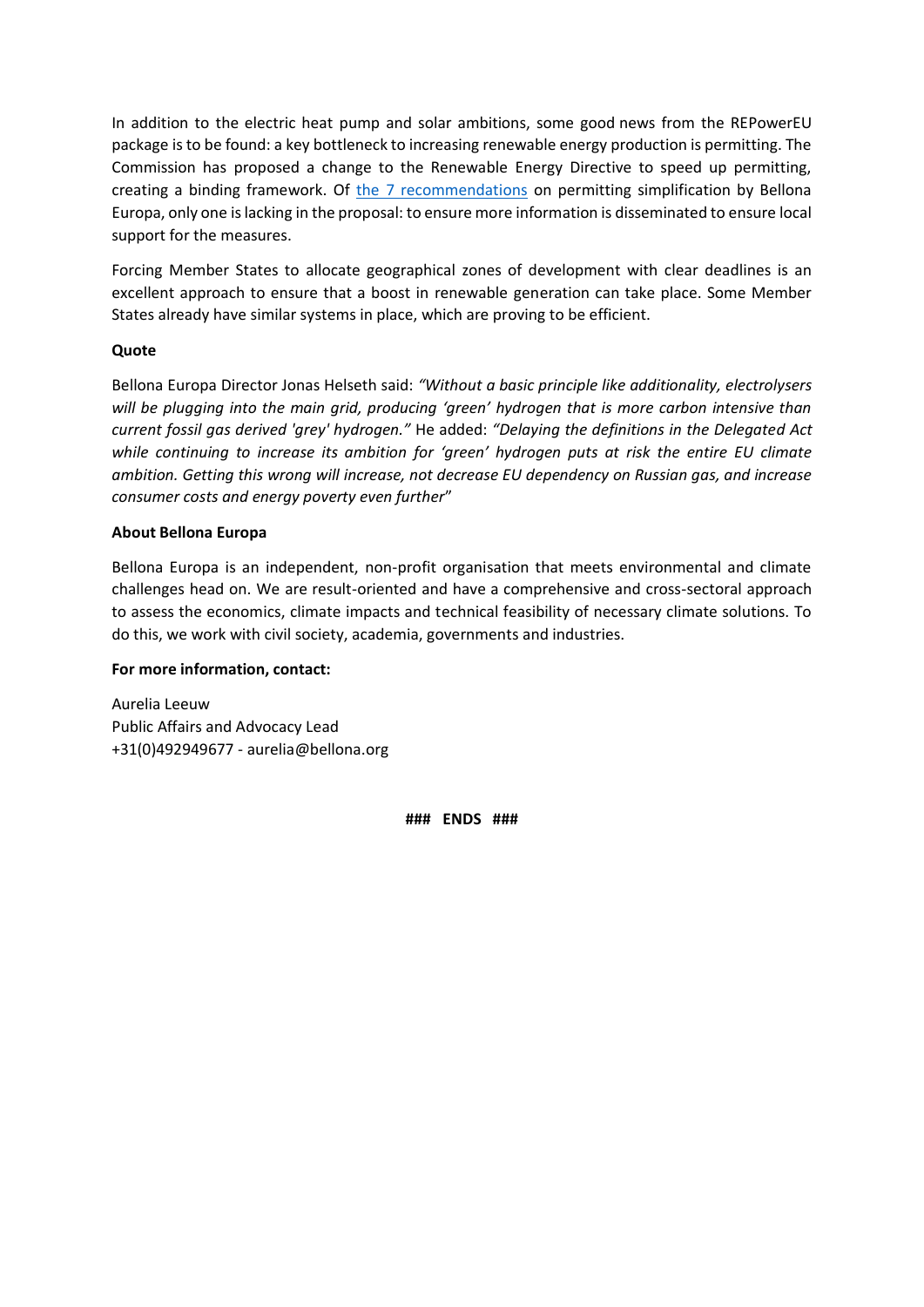In addition to the electric heat pump and solar ambitions, some good news from the REPowerEU package is to be found: a key bottleneck to increasing renewable energy production is permitting. The Commission has proposed a change to the Renewable Energy Directive to speed up permitting, creating a binding framework. Of [the 7 recommendations](#) on permitting simplification by Bellona Europa, only one is lacking in the proposal: to ensure more information is disseminated to ensure local support for the measures.

Forcing Member States to allocate geographical zones of development with clear deadlines is an excellent approach to ensure that a boost in renewable generation can take place. Some Member States already have similar systems in place, which are proving to be efficient.

**Quote**

Bellona Europa Director Jonas Helseth said: *"Without a basic principle like additionality, electrolysers will be plugging into the main grid, producing 'green' hydrogen that is more carbon intensive than current fossil gas derived 'grey' hydrogen."* He added: *"Delaying the definitions in the Delegated Act while continuing to increase its ambition for 'green' hydrogen puts at risk the entire EU climate ambition. Getting this wrong will increase, not decrease EU dependency on Russian gas, and increase consumer costs and energy poverty even further"*

**About Bellona Europa**

Bellona Europa is an independent, non-profit organisation that meets environmental and climate challenges head on. We are result-oriented and have a comprehensive and cross-sectoral approach to assess the economics, climate impacts and technical feasibility of necessary climate solutions. To do this, we work with civil society, academia, governments and industries.

**For more information, contact:**

Aurelia Leeuw
Public Affairs and Advocacy Lead
+31(0)492949677 - aurelia@bellona.org

**### ENDS ###**